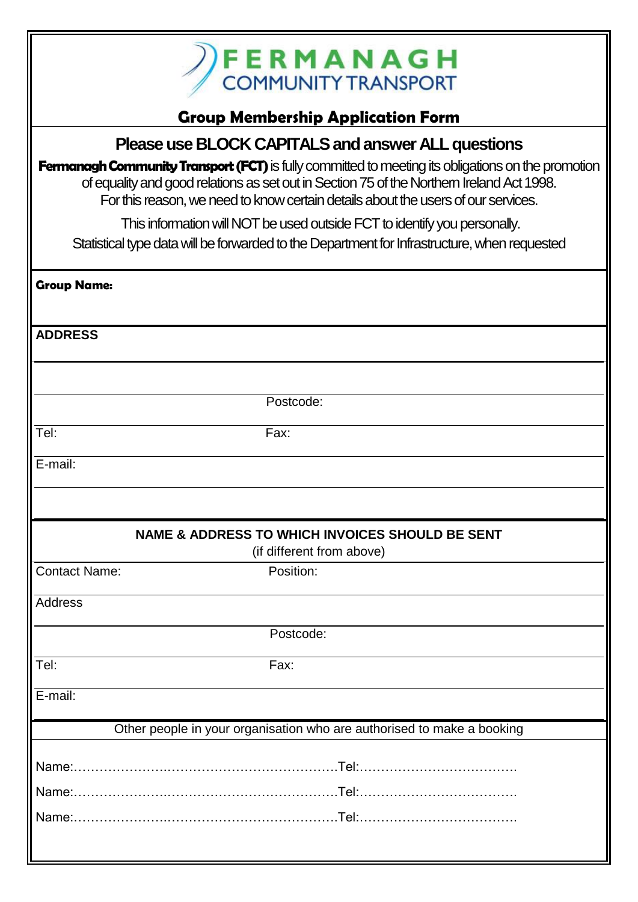# FERMANAGH COMMUNITY TRANSPORT

## Group Membership Application Form

### Please use BLOCK CAPITALS and answer ALL questions

**Fermanagh Community Transport (FCT)** is fully committed to meeting its obligations on the promotion of equality and good relations as set out in Section 75 of the Northern Ireland Act 1998. For this reason, we need to know certain details about the users of our services.

This information will NOT be used outside FCT to identify you personally.

Statistical type data will be forwarded to the Department for Infrastructure, when requested

**Group Name:**

**ADDRESS**

Postcode:

Tel: Fax:

E-mail:

**NAME & ADDRESS TO WHICH INVOICES SHOULD BE SENT**

(if different from above)

Contact Name: Position:

Address

Postcode:

Tel: Fax:

E-mail:

Other people in your organisation who are authorised to make a booking

Name:……………………..………………………………….Tel:……………………………….

Name:……………………..………………………………….Tel:……………………………….

Name:……………………..………………………………….Tel:……………………………….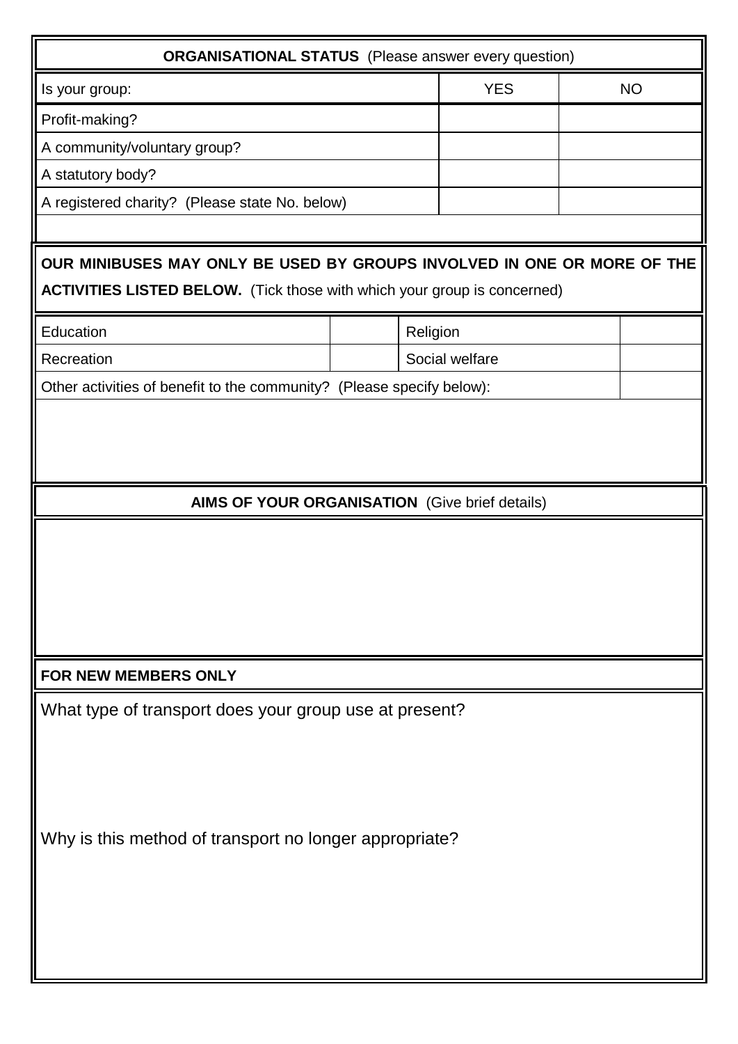| **ORGANISATIONAL STATUS** (Please answer every question) | | |
|---|---|---|
| Is your group: | YES | NO |
| Profit-making? | | |
| A community/voluntary group? | | |
| A statutory body? | | |
| A registered charity? (Please state No. below) | | |
| | | |

**OUR MINIBUSES MAY ONLY BE USED BY GROUPS INVOLVED IN ONE OR MORE OF THE ACTIVITIES LISTED BELOW.** (Tick those with which your group is concerned)

| | | | |
|---|---|---|---|
| Education | | Religion | |
| Recreation | | Social welfare | |
| Other activities of benefit to the community? (Please specify below): | | | |

**AIMS OF YOUR ORGANISATION** (Give brief details)

**FOR NEW MEMBERS ONLY**

What type of transport does your group use at present?

Why is this method of transport no longer appropriate?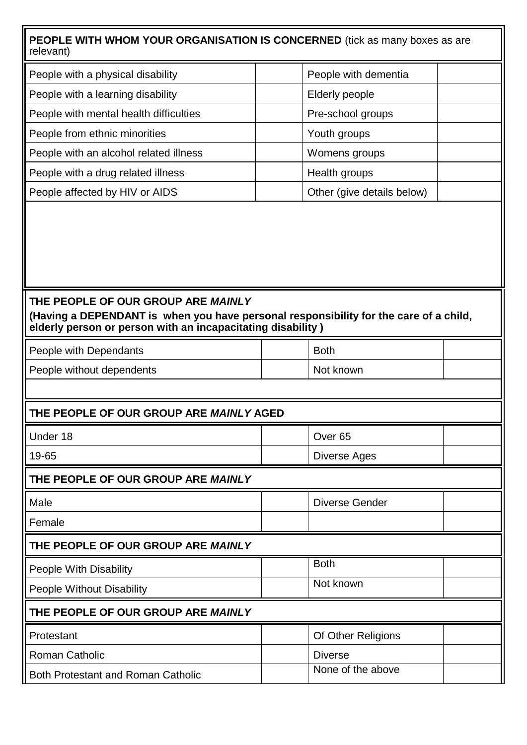| **PEOPLE WITH WHOM YOUR ORGANISATION IS CONCERNED** (tick as many boxes as are relevant) | | | |
|---|---|---|---|
| People with a physical disability | | People with dementia | |
| People with a learning disability | | Elderly people | |
| People with mental health difficulties | | Pre-school groups | |
| People from ethnic minorities | | Youth groups | |
| People with an alcohol related illness | | Womens groups | |
| People with a drug related illness | | Health groups | |
| People affected by HIV or AIDS | | Other (give details below) | |

| **THE PEOPLE OF OUR GROUP ARE *MAINLY*** **(Having a DEPENDANT is when you have personal responsibility for the care of a child, elderly person or person with an incapacitating disability )** | | | |
|---|---|---|---|
| People with Dependants | | Both | |
| People without dependents | | Not known | |

| **THE PEOPLE OF OUR GROUP ARE *MAINLY* AGED** | | | |
|---|---|---|---|
| Under 18 | | Over 65 | |
| 19-65 | | Diverse Ages | |

| **THE PEOPLE OF OUR GROUP ARE *MAINLY*** | | | |
|---|---|---|---|
| Male | | Diverse Gender | |
| Female | | | |

| **THE PEOPLE OF OUR GROUP ARE *MAINLY*** | | | |
|---|---|---|---|
| People With Disability | | Both | |
| People Without Disability | | Not known | |

| **THE PEOPLE OF OUR GROUP ARE *MAINLY*** | | | |
|---|---|---|---|
| Protestant | | Of Other Religions | |
| Roman Catholic | | Diverse | |
| Both Protestant and Roman Catholic | | None of the above | |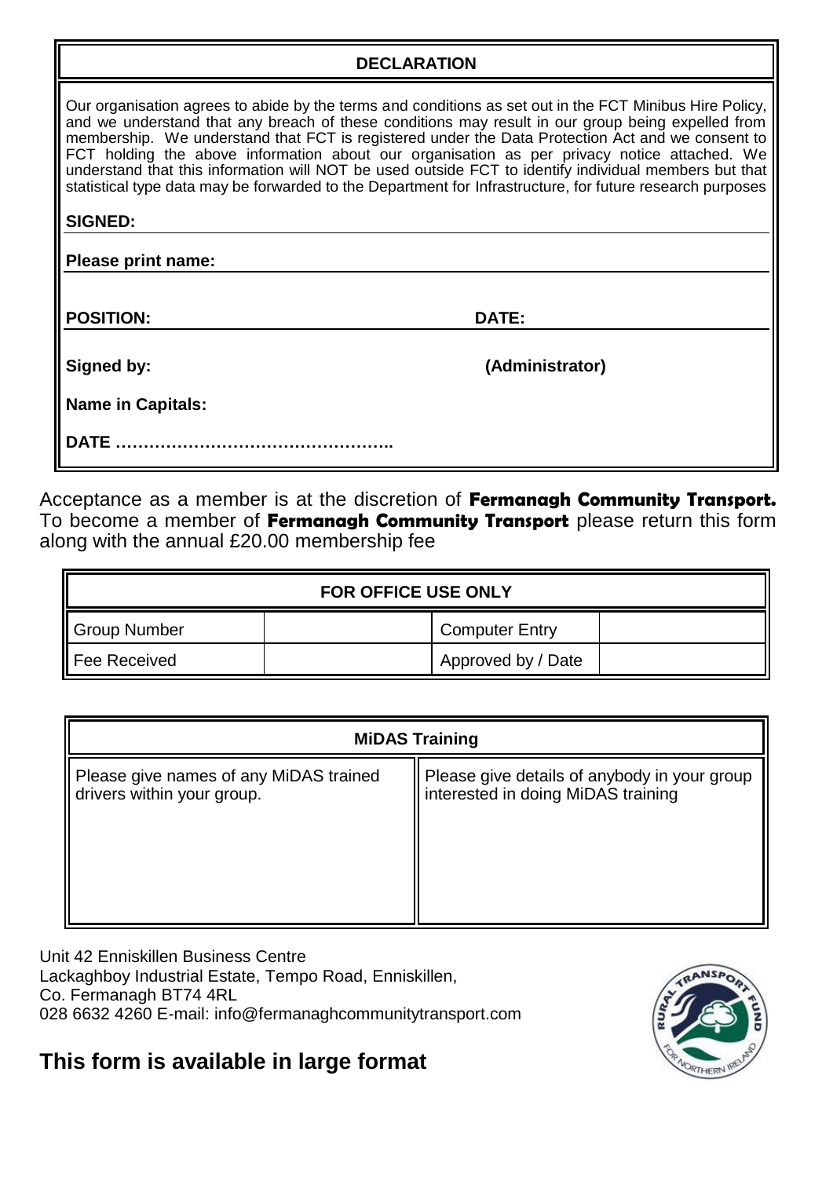**DECLARATION**

Our organisation agrees to abide by the terms and conditions as set out in the FCT Minibus Hire Policy, and we understand that any breach of these conditions may result in our group being expelled from membership. We understand that FCT is registered under the Data Protection Act and we consent to FCT holding the above information about our organisation as per privacy notice attached. We understand that this information will NOT be used outside FCT to identify individual members but that statistical type data may be forwarded to the Department for Infrastructure, for future research purposes

**SIGNED:**

**Please print name:**

**POSITION:** **DATE:**

**Signed by:** **(Administrator)**

**Name in Capitals:**

**DATE …………………………………………..**

Acceptance as a member is at the discretion of **Fermanagh Community Transport.** To become a member of **Fermanagh Community Transport** please return this form along with the annual £20.00 membership fee

| **FOR OFFICE USE ONLY** | | | |
|---|---|---|---|
| Group Number | | Computer Entry | |
| Fee Received | | Approved by / Date | |

| **MiDAS Training** | |
|---|---|
| Please give names of any MiDAS trained drivers within your group. | Please give details of anybody in your group interested in doing MiDAS training |

Unit 42 Enniskillen Business Centre
Lackaghboy Industrial Estate, Tempo Road, Enniskillen,
Co. Fermanagh BT74 4RL
028 6632 4260 E-mail: info@fermanaghcommunitytransport.com

## This form is available in large format

RURAL TRANSPORT FUND FOR NORTHERN IRELAND